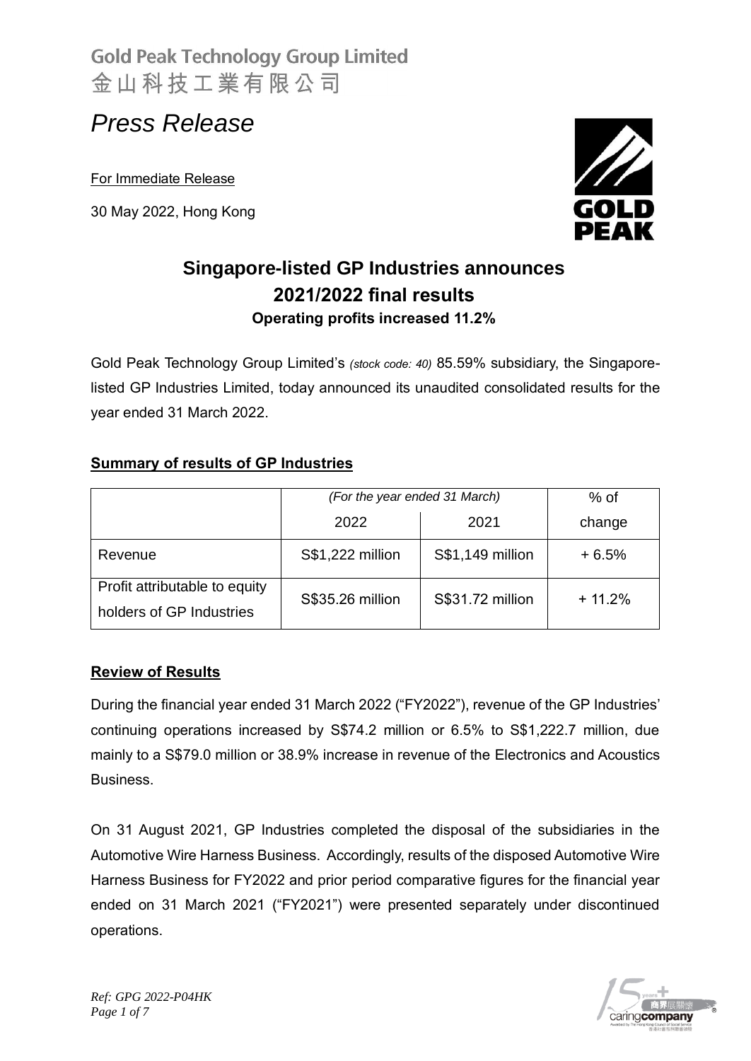Gold Peak Technology Group Limited
金山科技工業有限公司

# *Press Release*

For Immediate Release

30 May 2022, Hong Kong

## Singapore-listed GP Industries announces 2021/2022 final results

### Operating profits increased 11.2%

Gold Peak Technology Group Limited's *(stock code: 40)* 85.59% subsidiary, the Singapore-listed GP Industries Limited, today announced its unaudited consolidated results for the year ended 31 March 2022.

**Summary of results of GP Industries**

| | *(For the year ended 31 March)* | | % of |
|---|---|---|---|
| | 2022 | 2021 | change |
| Revenue | S$1,222 million | S$1,149 million | + 6.5% |
| Profit attributable to equity holders of GP Industries | S$35.26 million | S$31.72 million | + 11.2% |

**Review of Results**

During the financial year ended 31 March 2022 ("FY2022"), revenue of the GP Industries' continuing operations increased by S$74.2 million or 6.5% to S$1,222.7 million, due mainly to a S$79.0 million or 38.9% increase in revenue of the Electronics and Acoustics Business.

On 31 August 2021, GP Industries completed the disposal of the subsidiaries in the Automotive Wire Harness Business. Accordingly, results of the disposed Automotive Wire Harness Business for FY2022 and prior period comparative figures for the financial year ended on 31 March 2021 ("FY2021") were presented separately under discontinued operations.

*Ref: GPG 2022-P04HK*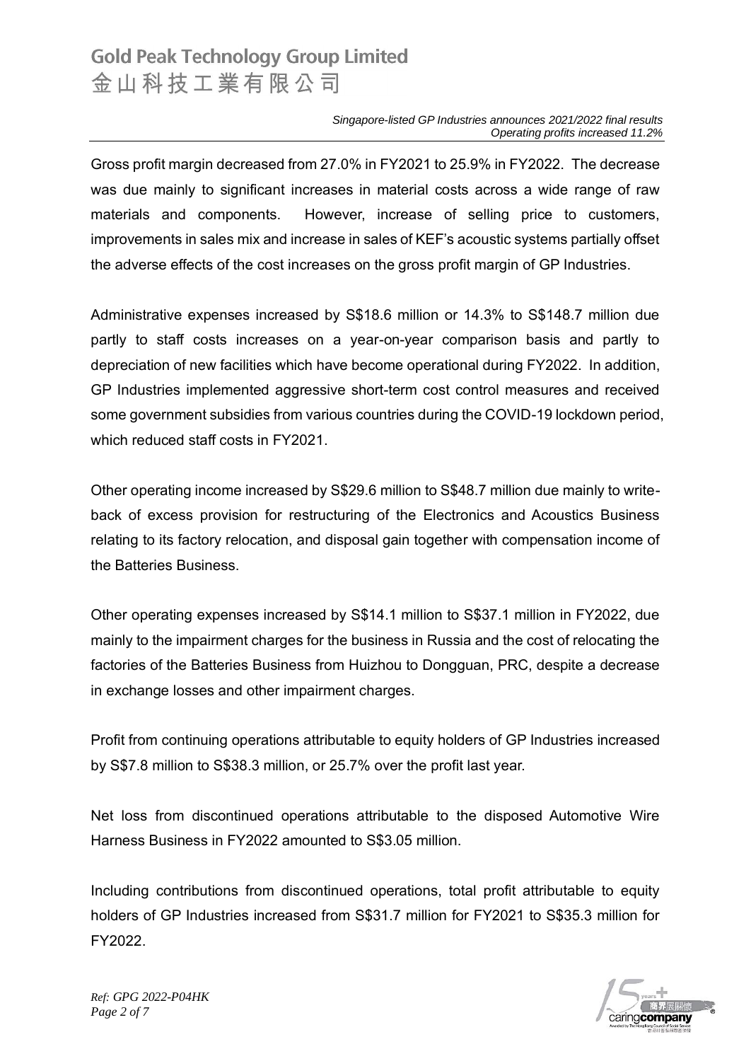Gross profit margin decreased from 27.0% in FY2021 to 25.9% in FY2022. The decrease was due mainly to significant increases in material costs across a wide range of raw materials and components. However, increase of selling price to customers, improvements in sales mix and increase in sales of KEF's acoustic systems partially offset the adverse effects of the cost increases on the gross profit margin of GP Industries.

Administrative expenses increased by S$18.6 million or 14.3% to S$148.7 million due partly to staff costs increases on a year-on-year comparison basis and partly to depreciation of new facilities which have become operational during FY2022. In addition, GP Industries implemented aggressive short-term cost control measures and received some government subsidies from various countries during the COVID-19 lockdown period, which reduced staff costs in FY2021.

Other operating income increased by S$29.6 million to S$48.7 million due mainly to write-back of excess provision for restructuring of the Electronics and Acoustics Business relating to its factory relocation, and disposal gain together with compensation income of the Batteries Business.

Other operating expenses increased by S$14.1 million to S$37.1 million in FY2022, due mainly to the impairment charges for the business in Russia and the cost of relocating the factories of the Batteries Business from Huizhou to Dongguan, PRC, despite a decrease in exchange losses and other impairment charges.

Profit from continuing operations attributable to equity holders of GP Industries increased by S$7.8 million to S$38.3 million, or 25.7% over the profit last year.

Net loss from discontinued operations attributable to the disposed Automotive Wire Harness Business in FY2022 amounted to S$3.05 million.

Including contributions from discontinued operations, total profit attributable to equity holders of GP Industries increased from S$31.7 million for FY2021 to S$35.3 million for FY2022.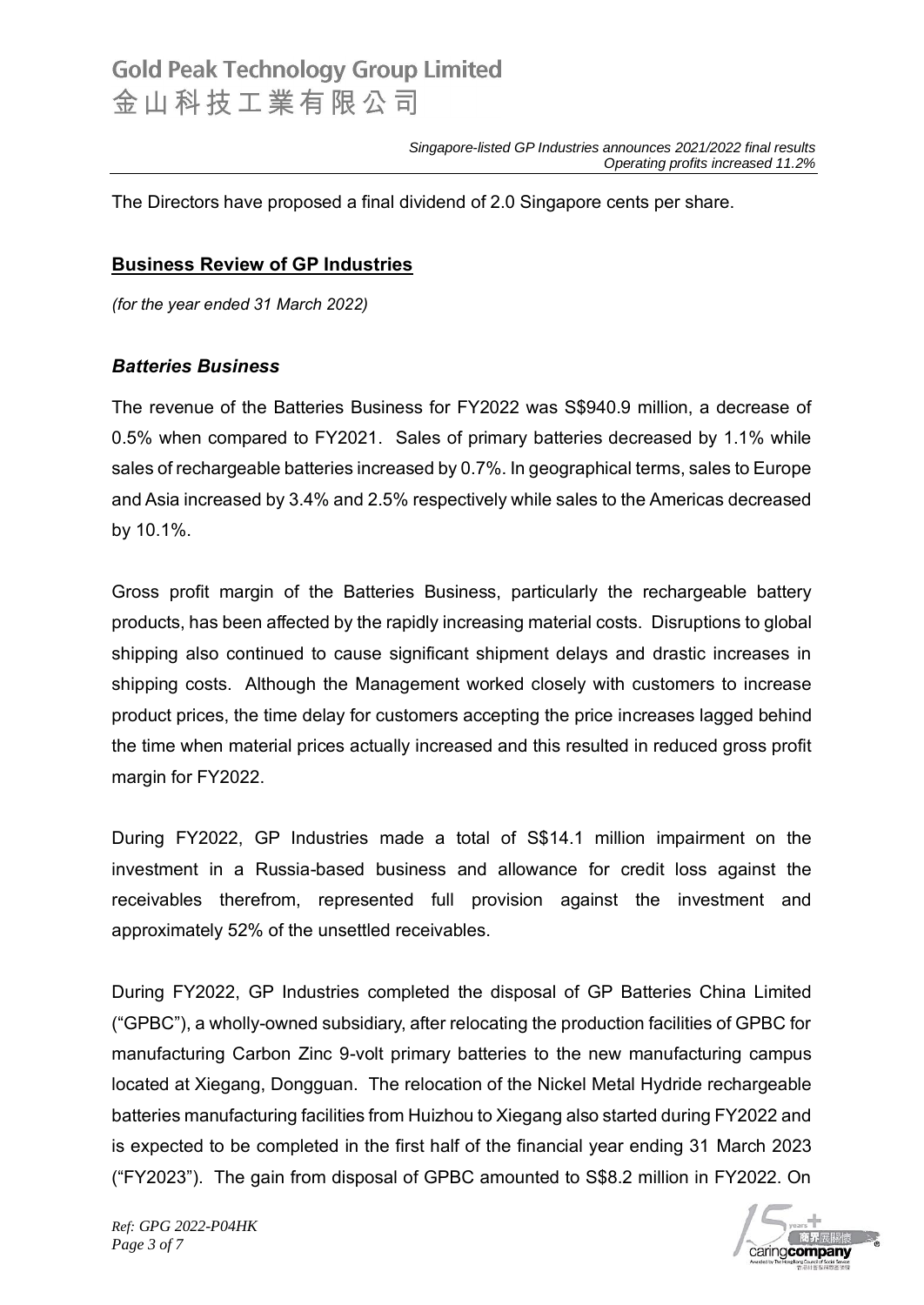The Directors have proposed a final dividend of 2.0 Singapore cents per share.

## **Business Review of GP Industries**

*(for the year ended 31 March 2022)*

### ***Batteries Business***

The revenue of the Batteries Business for FY2022 was S$940.9 million, a decrease of 0.5% when compared to FY2021. Sales of primary batteries decreased by 1.1% while sales of rechargeable batteries increased by 0.7%. In geographical terms, sales to Europe and Asia increased by 3.4% and 2.5% respectively while sales to the Americas decreased by 10.1%.

Gross profit margin of the Batteries Business, particularly the rechargeable battery products, has been affected by the rapidly increasing material costs. Disruptions to global shipping also continued to cause significant shipment delays and drastic increases in shipping costs. Although the Management worked closely with customers to increase product prices, the time delay for customers accepting the price increases lagged behind the time when material prices actually increased and this resulted in reduced gross profit margin for FY2022.

During FY2022, GP Industries made a total of S$14.1 million impairment on the investment in a Russia-based business and allowance for credit loss against the receivables therefrom, represented full provision against the investment and approximately 52% of the unsettled receivables.

During FY2022, GP Industries completed the disposal of GP Batteries China Limited ("GPBC"), a wholly-owned subsidiary, after relocating the production facilities of GPBC for manufacturing Carbon Zinc 9-volt primary batteries to the new manufacturing campus located at Xiegang, Dongguan. The relocation of the Nickel Metal Hydride rechargeable batteries manufacturing facilities from Huizhou to Xiegang also started during FY2022 and is expected to be completed in the first half of the financial year ending 31 March 2023 ("FY2023"). The gain from disposal of GPBC amounted to S$8.2 million in FY2022. On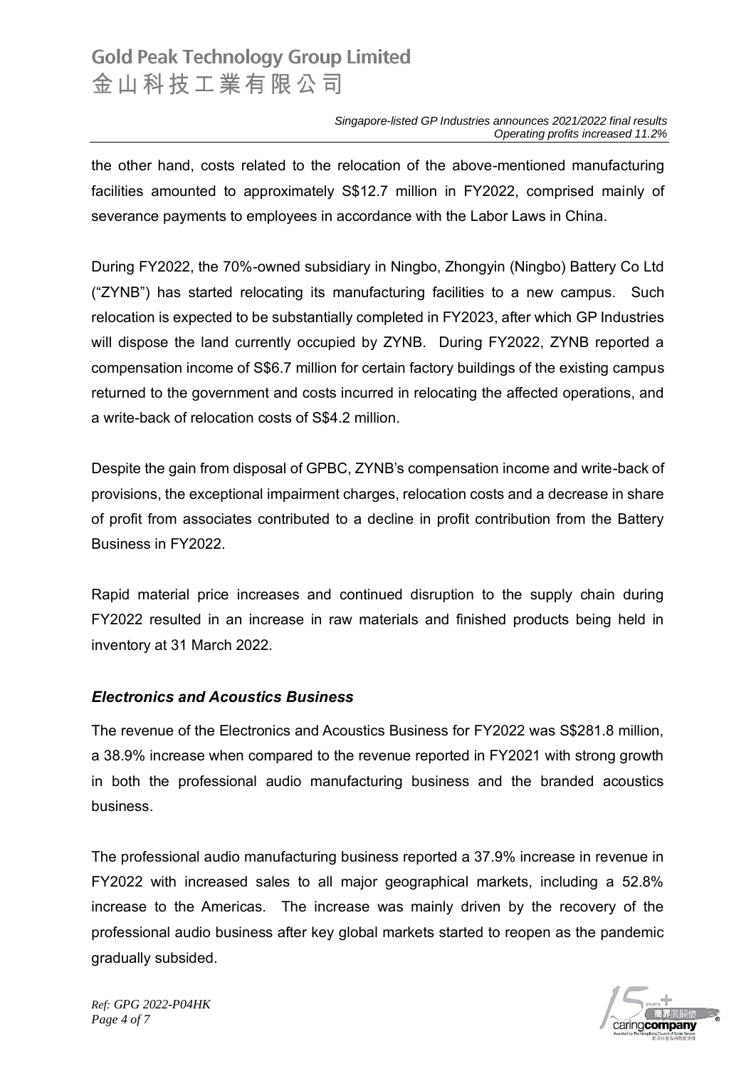the other hand, costs related to the relocation of the above-mentioned manufacturing facilities amounted to approximately S$12.7 million in FY2022, comprised mainly of severance payments to employees in accordance with the Labor Laws in China.

During FY2022, the 70%-owned subsidiary in Ningbo, Zhongyin (Ningbo) Battery Co Ltd ("ZYNB") has started relocating its manufacturing facilities to a new campus. Such relocation is expected to be substantially completed in FY2023, after which GP Industries will dispose the land currently occupied by ZYNB. During FY2022, ZYNB reported a compensation income of S$6.7 million for certain factory buildings of the existing campus returned to the government and costs incurred in relocating the affected operations, and a write-back of relocation costs of S$4.2 million.

Despite the gain from disposal of GPBC, ZYNB's compensation income and write-back of provisions, the exceptional impairment charges, relocation costs and a decrease in share of profit from associates contributed to a decline in profit contribution from the Battery Business in FY2022.

Rapid material price increases and continued disruption to the supply chain during FY2022 resulted in an increase in raw materials and finished products being held in inventory at 31 March 2022.

### *Electronics and Acoustics Business*

The revenue of the Electronics and Acoustics Business for FY2022 was S$281.8 million, a 38.9% increase when compared to the revenue reported in FY2021 with strong growth in both the professional audio manufacturing business and the branded acoustics business.

The professional audio manufacturing business reported a 37.9% increase in revenue in FY2022 with increased sales to all major geographical markets, including a 52.8% increase to the Americas. The increase was mainly driven by the recovery of the professional audio business after key global markets started to reopen as the pandemic gradually subsided.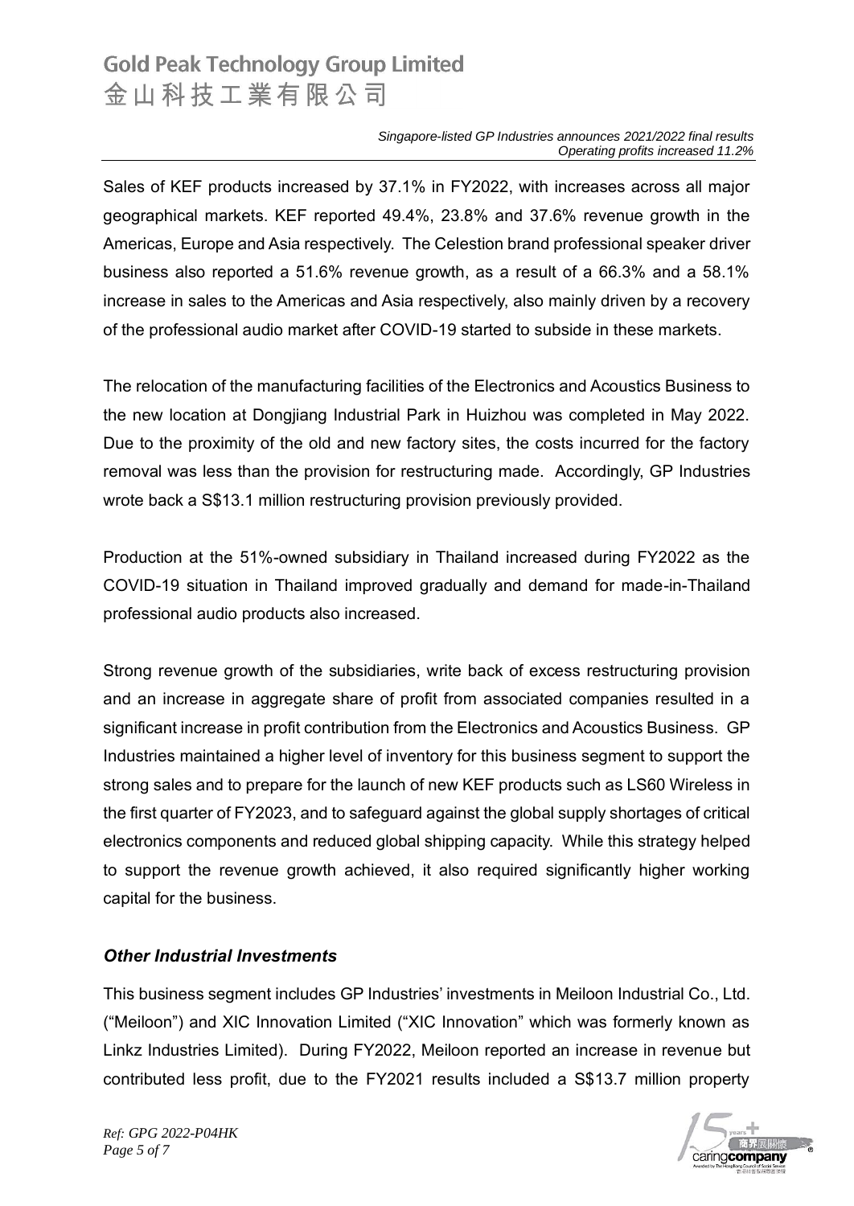Sales of KEF products increased by 37.1% in FY2022, with increases across all major geographical markets. KEF reported 49.4%, 23.8% and 37.6% revenue growth in the Americas, Europe and Asia respectively. The Celestion brand professional speaker driver business also reported a 51.6% revenue growth, as a result of a 66.3% and a 58.1% increase in sales to the Americas and Asia respectively, also mainly driven by a recovery of the professional audio market after COVID-19 started to subside in these markets.

The relocation of the manufacturing facilities of the Electronics and Acoustics Business to the new location at Dongjiang Industrial Park in Huizhou was completed in May 2022. Due to the proximity of the old and new factory sites, the costs incurred for the factory removal was less than the provision for restructuring made. Accordingly, GP Industries wrote back a S$13.1 million restructuring provision previously provided.

Production at the 51%-owned subsidiary in Thailand increased during FY2022 as the COVID-19 situation in Thailand improved gradually and demand for made-in-Thailand professional audio products also increased.

Strong revenue growth of the subsidiaries, write back of excess restructuring provision and an increase in aggregate share of profit from associated companies resulted in a significant increase in profit contribution from the Electronics and Acoustics Business. GP Industries maintained a higher level of inventory for this business segment to support the strong sales and to prepare for the launch of new KEF products such as LS60 Wireless in the first quarter of FY2023, and to safeguard against the global supply shortages of critical electronics components and reduced global shipping capacity. While this strategy helped to support the revenue growth achieved, it also required significantly higher working capital for the business.

### *Other Industrial Investments*

This business segment includes GP Industries' investments in Meiloon Industrial Co., Ltd. ("Meiloon") and XIC Innovation Limited ("XIC Innovation" which was formerly known as Linkz Industries Limited). During FY2022, Meiloon reported an increase in revenue but contributed less profit, due to the FY2021 results included a S$13.7 million property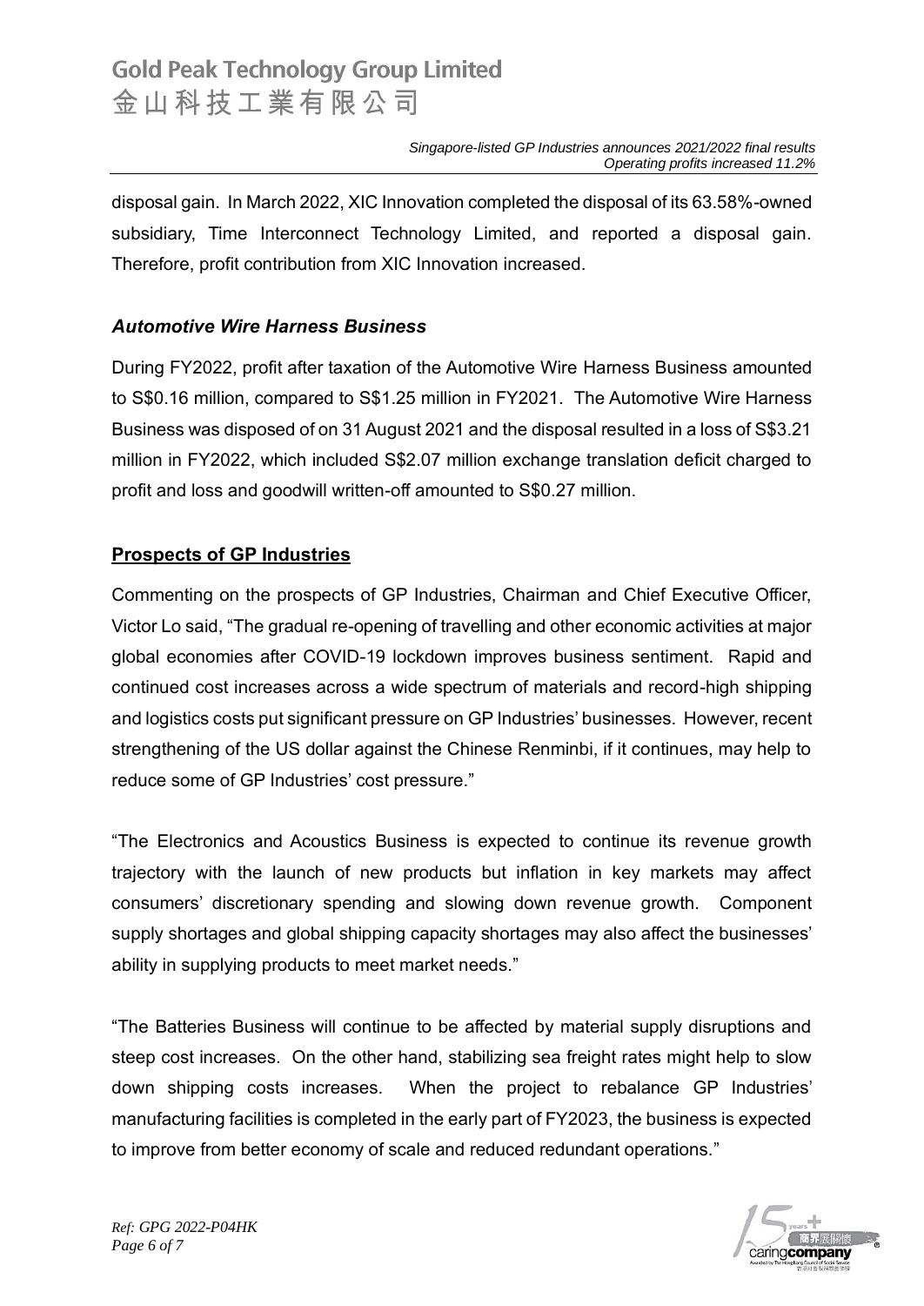disposal gain. In March 2022, XIC Innovation completed the disposal of its 63.58%-owned subsidiary, Time Interconnect Technology Limited, and reported a disposal gain. Therefore, profit contribution from XIC Innovation increased.

### *Automotive Wire Harness Business*

During FY2022, profit after taxation of the Automotive Wire Harness Business amounted to S$0.16 million, compared to S$1.25 million in FY2021. The Automotive Wire Harness Business was disposed of on 31 August 2021 and the disposal resulted in a loss of S$3.21 million in FY2022, which included S$2.07 million exchange translation deficit charged to profit and loss and goodwill written-off amounted to S$0.27 million.

## Prospects of GP Industries

Commenting on the prospects of GP Industries, Chairman and Chief Executive Officer, Victor Lo said, "The gradual re-opening of travelling and other economic activities at major global economies after COVID-19 lockdown improves business sentiment. Rapid and continued cost increases across a wide spectrum of materials and record-high shipping and logistics costs put significant pressure on GP Industries' businesses. However, recent strengthening of the US dollar against the Chinese Renminbi, if it continues, may help to reduce some of GP Industries' cost pressure."

"The Electronics and Acoustics Business is expected to continue its revenue growth trajectory with the launch of new products but inflation in key markets may affect consumers' discretionary spending and slowing down revenue growth. Component supply shortages and global shipping capacity shortages may also affect the businesses' ability in supplying products to meet market needs."

"The Batteries Business will continue to be affected by material supply disruptions and steep cost increases. On the other hand, stabilizing sea freight rates might help to slow down shipping costs increases. When the project to rebalance GP Industries' manufacturing facilities is completed in the early part of FY2023, the business is expected to improve from better economy of scale and reduced redundant operations."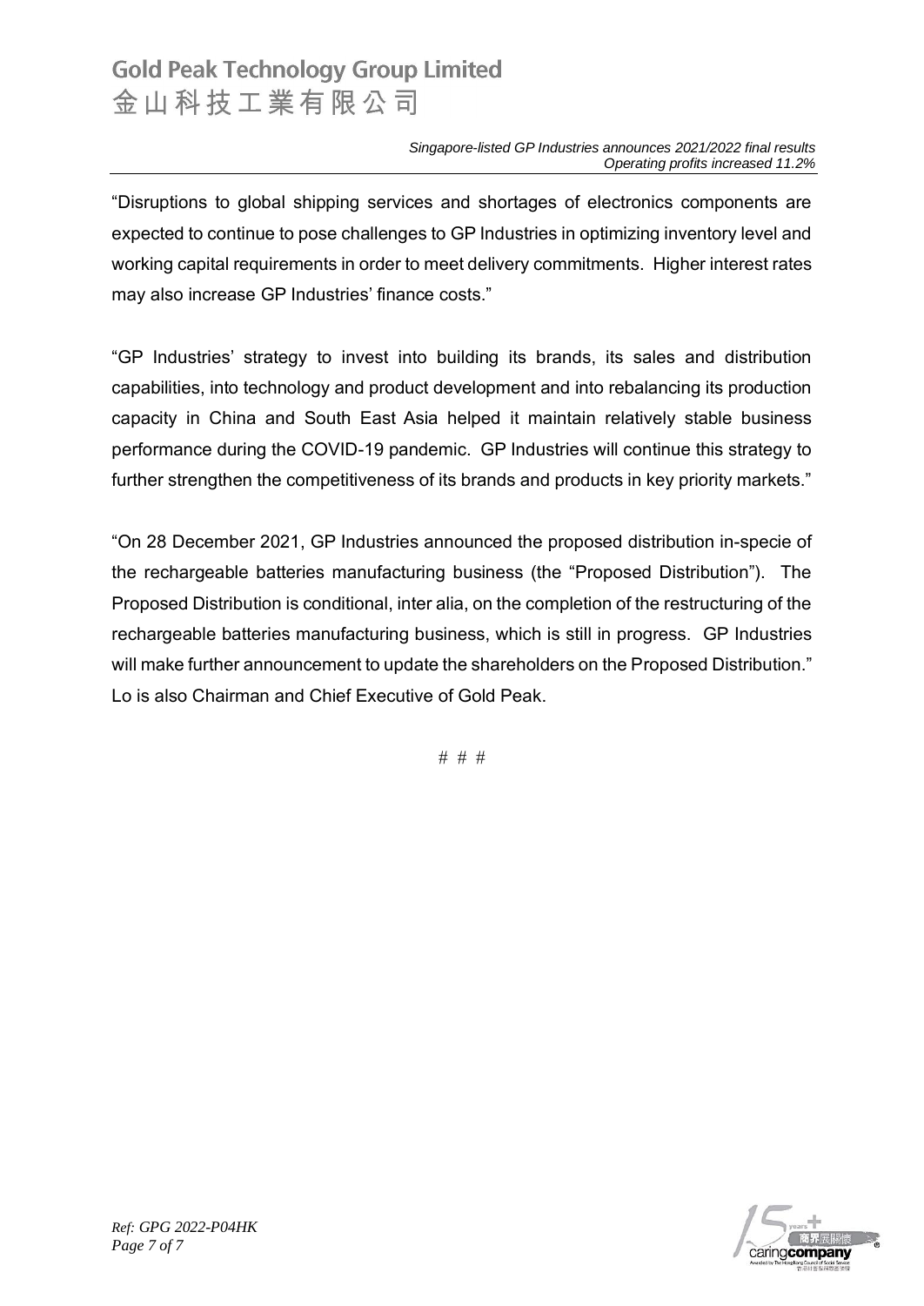"Disruptions to global shipping services and shortages of electronics components are expected to continue to pose challenges to GP Industries in optimizing inventory level and working capital requirements in order to meet delivery commitments. Higher interest rates may also increase GP Industries' finance costs."

"GP Industries' strategy to invest into building its brands, its sales and distribution capabilities, into technology and product development and into rebalancing its production capacity in China and South East Asia helped it maintain relatively stable business performance during the COVID-19 pandemic. GP Industries will continue this strategy to further strengthen the competitiveness of its brands and products in key priority markets."

"On 28 December 2021, GP Industries announced the proposed distribution in-specie of the rechargeable batteries manufacturing business (the "Proposed Distribution"). The Proposed Distribution is conditional, inter alia, on the completion of the restructuring of the rechargeable batteries manufacturing business, which is still in progress. GP Industries will make further announcement to update the shareholders on the Proposed Distribution." Lo is also Chairman and Chief Executive of Gold Peak.

# # #

*Ref: GPG 2022-P04HK*